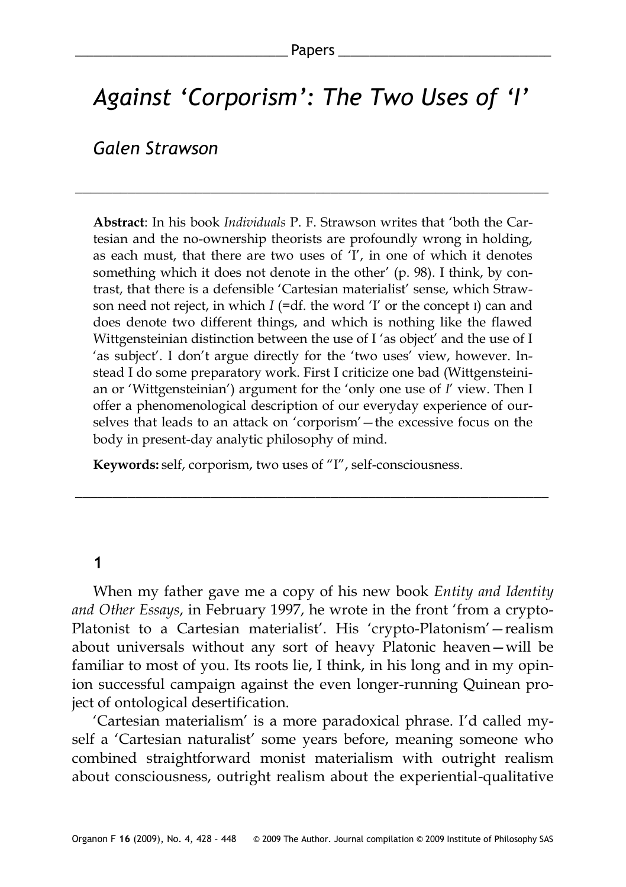# *Against 'Corporism': The Two Uses of 'I'*

*Galen Strawson*

---

**Abstract**: In his book *Individuals* P. F. Strawson writes that 'both the Cartesian and the no-ownership theorists are profoundly wrong in holding, as each must, that there are two uses of 'I', in one of which it denotes something which it does not denote in the other' (p. 98). I think, by contrast, that there is a defensible 'Cartesian materialist' sense, which Strawson need not reject, in which *I* (=df. the word 'I' or the concept I) can and does denote two different things, and which is nothing like the flawed Wittgensteinian distinction between the use of I 'as object' and the use of I 'as subject'. I don't argue directly for the 'two uses' view, however. Instead I do some preparatory work. First I criticize one bad (Wittgensteinian or 'Wittgensteinian') argument for the 'only one use of *I*' view. Then I offer a phenomenological description of our everyday experience of ourselves that leads to an attack on 'corporism'—the excessive focus on the body in present-day analytic philosophy of mind.

**Keywords:** self, corporism, two uses of "I", self-consciousness.

---

## 1

When my father gave me a copy of his new book *Entity and Identity and Other Essays*, in February 1997, he wrote in the front 'from a crypto-Platonist to a Cartesian materialist'. His 'crypto-Platonism'—realism about universals without any sort of heavy Platonic heaven—will be familiar to most of you. Its roots lie, I think, in his long and in my opinion successful campaign against the even longer-running Quinean project of ontological desertification.

'Cartesian materialism' is a more paradoxical phrase. I'd called myself a 'Cartesian naturalist' some years before, meaning someone who combined straightforward monist materialism with outright realism about consciousness, outright realism about the experiential-qualitative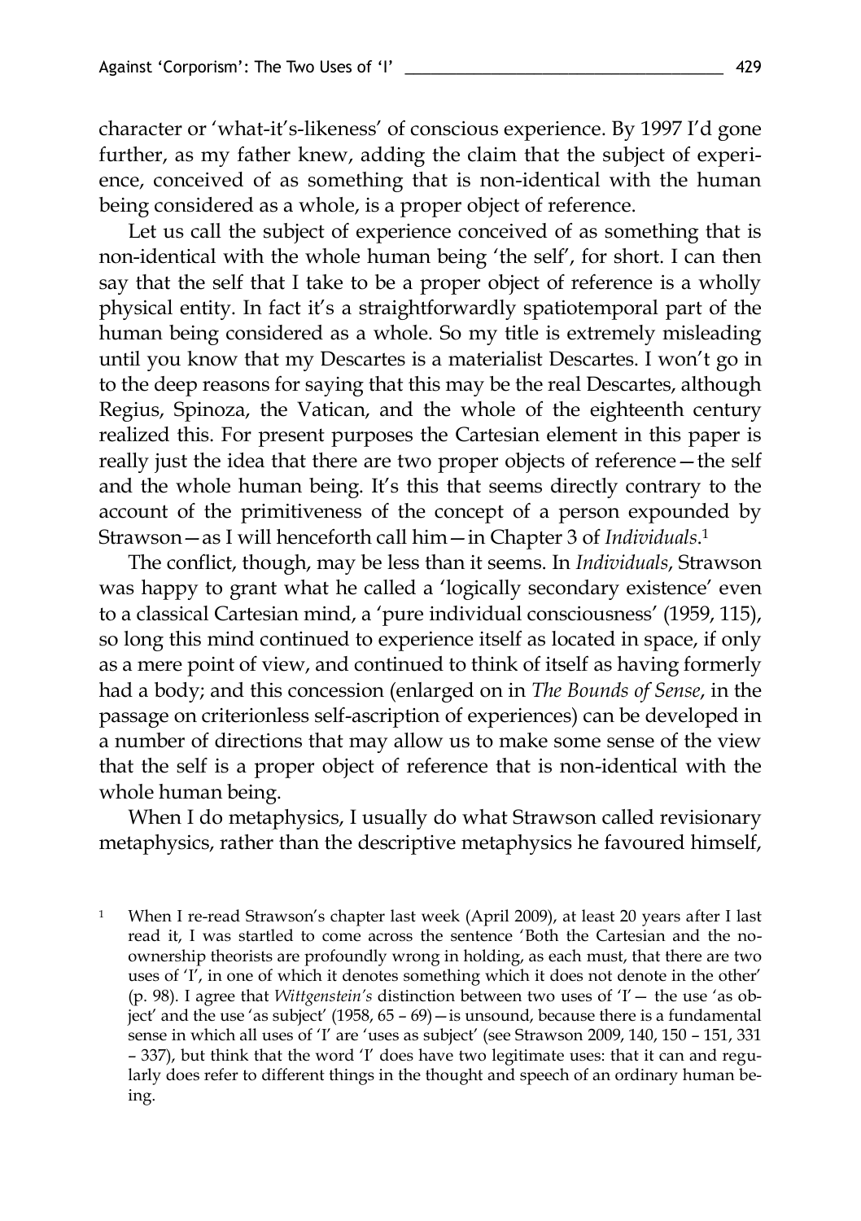character or 'what-it's-likeness' of conscious experience. By 1997 I'd gone further, as my father knew, adding the claim that the subject of experience, conceived of as something that is non-identical with the human being considered as a whole, is a proper object of reference.

Let us call the subject of experience conceived of as something that is non-identical with the whole human being 'the self', for short. I can then say that the self that I take to be a proper object of reference is a wholly physical entity. In fact it's a straightforwardly spatiotemporal part of the human being considered as a whole. So my title is extremely misleading until you know that my Descartes is a materialist Descartes. I won't go in to the deep reasons for saying that this may be the real Descartes, although Regius, Spinoza, the Vatican, and the whole of the eighteenth century realized this. For present purposes the Cartesian element in this paper is really just the idea that there are two proper objects of reference—the self and the whole human being. It's this that seems directly contrary to the account of the primitiveness of the concept of a person expounded by Strawson—as I will henceforth call him—in Chapter 3 of *Individuals*.[1]

The conflict, though, may be less than it seems. In *Individuals*, Strawson was happy to grant what he called a 'logically secondary existence' even to a classical Cartesian mind, a 'pure individual consciousness' (1959, 115), so long this mind continued to experience itself as located in space, if only as a mere point of view, and continued to think of itself as having formerly had a body; and this concession (enlarged on in *The Bounds of Sense*, in the passage on criterionless self-ascription of experiences) can be developed in a number of directions that may allow us to make some sense of the view that the self is a proper object of reference that is non-identical with the whole human being.

When I do metaphysics, I usually do what Strawson called revisionary metaphysics, rather than the descriptive metaphysics he favoured himself,

[1] When I re-read Strawson's chapter last week (April 2009), at least 20 years after I last read it, I was startled to come across the sentence 'Both the Cartesian and the no-ownership theorists are profoundly wrong in holding, as each must, that there are two uses of 'I', in one of which it denotes something which it does not denote in the other' (p. 98). I agree that *Wittgenstein's* distinction between two uses of 'I'— the use 'as object' and the use 'as subject' (1958, 65 – 69)—is unsound, because there is a fundamental sense in which all uses of 'I' are 'uses as subject' (see Strawson 2009, 140, 150 – 151, 331 – 337), but think that the word 'I' does have two legitimate uses: that it can and regularly does refer to different things in the thought and speech of an ordinary human being.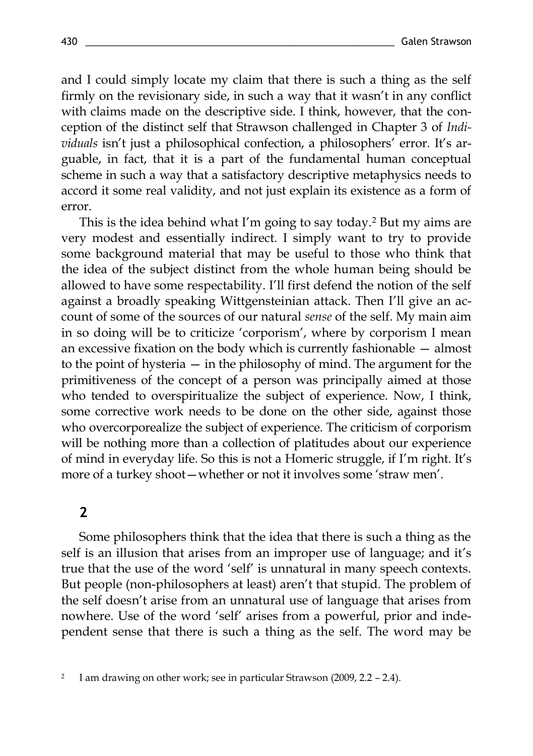and I could simply locate my claim that there is such a thing as the self firmly on the revisionary side, in such a way that it wasn't in any conflict with claims made on the descriptive side. I think, however, that the conception of the distinct self that Strawson challenged in Chapter 3 of *Individuals* isn't just a philosophical confection, a philosophers' error. It's arguable, in fact, that it is a part of the fundamental human conceptual scheme in such a way that a satisfactory descriptive metaphysics needs to accord it some real validity, and not just explain its existence as a form of error.

This is the idea behind what I'm going to say today.[2] But my aims are very modest and essentially indirect. I simply want to try to provide some background material that may be useful to those who think that the idea of the subject distinct from the whole human being should be allowed to have some respectability. I'll first defend the notion of the self against a broadly speaking Wittgensteinian attack. Then I'll give an account of some of the sources of our natural *sense* of the self. My main aim in so doing will be to criticize 'corporism', where by corporism I mean an excessive fixation on the body which is currently fashionable — almost to the point of hysteria — in the philosophy of mind. The argument for the primitiveness of the concept of a person was principally aimed at those who tended to overspiritualize the subject of experience. Now, I think, some corrective work needs to be done on the other side, against those who overcorporealize the subject of experience. The criticism of corporism will be nothing more than a collection of platitudes about our experience of mind in everyday life. So this is not a Homeric struggle, if I'm right. It's more of a turkey shoot—whether or not it involves some 'straw men'.

## 2

Some philosophers think that the idea that there is such a thing as the self is an illusion that arises from an improper use of language; and it's true that the use of the word 'self' is unnatural in many speech contexts. But people (non-philosophers at least) aren't that stupid. The problem of the self doesn't arise from an unnatural use of language that arises from nowhere. Use of the word 'self' arises from a powerful, prior and independent sense that there is such a thing as the self. The word may be

[2] I am drawing on other work; see in particular Strawson (2009, 2.2 – 2.4).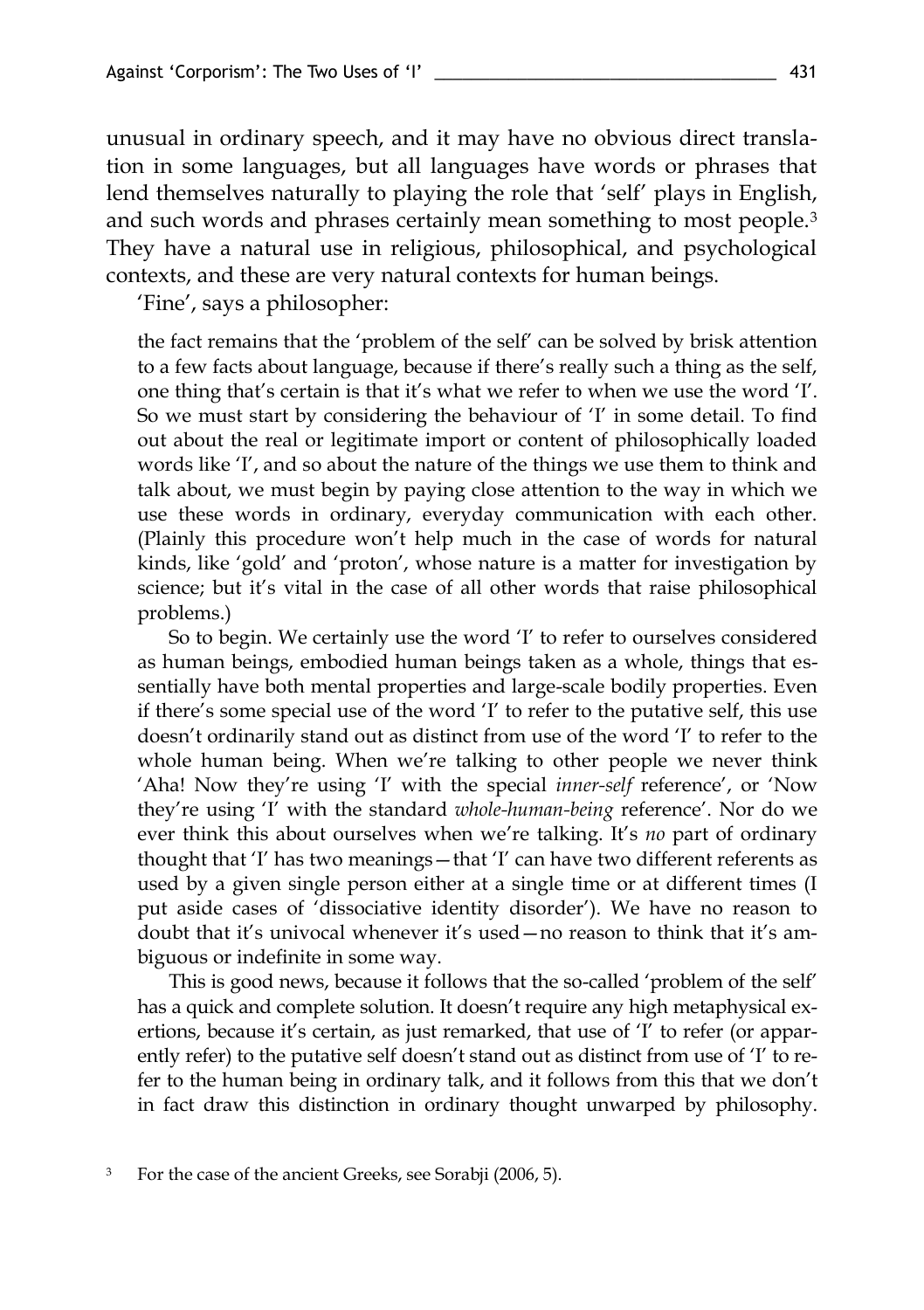unusual in ordinary speech, and it may have no obvious direct translation in some languages, but all languages have words or phrases that lend themselves naturally to playing the role that 'self' plays in English, and such words and phrases certainly mean something to most people.[3] They have a natural use in religious, philosophical, and psychological contexts, and these are very natural contexts for human beings.

'Fine', says a philosopher:

> the fact remains that the 'problem of the self' can be solved by brisk attention to a few facts about language, because if there's really such a thing as the self, one thing that's certain is that it's what we refer to when we use the word 'I'. So we must start by considering the behaviour of 'I' in some detail. To find out about the real or legitimate import or content of philosophically loaded words like 'I', and so about the nature of the things we use them to think and talk about, we must begin by paying close attention to the way in which we use these words in ordinary, everyday communication with each other. (Plainly this procedure won't help much in the case of words for natural kinds, like 'gold' and 'proton', whose nature is a matter for investigation by science; but it's vital in the case of all other words that raise philosophical problems.)
>
> So to begin. We certainly use the word 'I' to refer to ourselves considered as human beings, embodied human beings taken as a whole, things that essentially have both mental properties and large-scale bodily properties. Even if there's some special use of the word 'I' to refer to the putative self, this use doesn't ordinarily stand out as distinct from use of the word 'I' to refer to the whole human being. When we're talking to other people we never think 'Aha! Now they're using 'I' with the special *inner-self* reference', or 'Now they're using 'I' with the standard *whole-human-being* reference'. Nor do we ever think this about ourselves when we're talking. It's *no* part of ordinary thought that 'I' has two meanings—that 'I' can have two different referents as used by a given single person either at a single time or at different times (I put aside cases of 'dissociative identity disorder'). We have no reason to doubt that it's univocal whenever it's used—no reason to think that it's ambiguous or indefinite in some way.
>
> This is good news, because it follows that the so-called 'problem of the self' has a quick and complete solution. It doesn't require any high metaphysical exertions, because it's certain, as just remarked, that use of 'I' to refer (or apparently refer) to the putative self doesn't stand out as distinct from use of 'I' to refer to the human being in ordinary talk, and it follows from this that we don't in fact draw this distinction in ordinary thought unwarped by philosophy.

[3] For the case of the ancient Greeks, see Sorabji (2006, 5).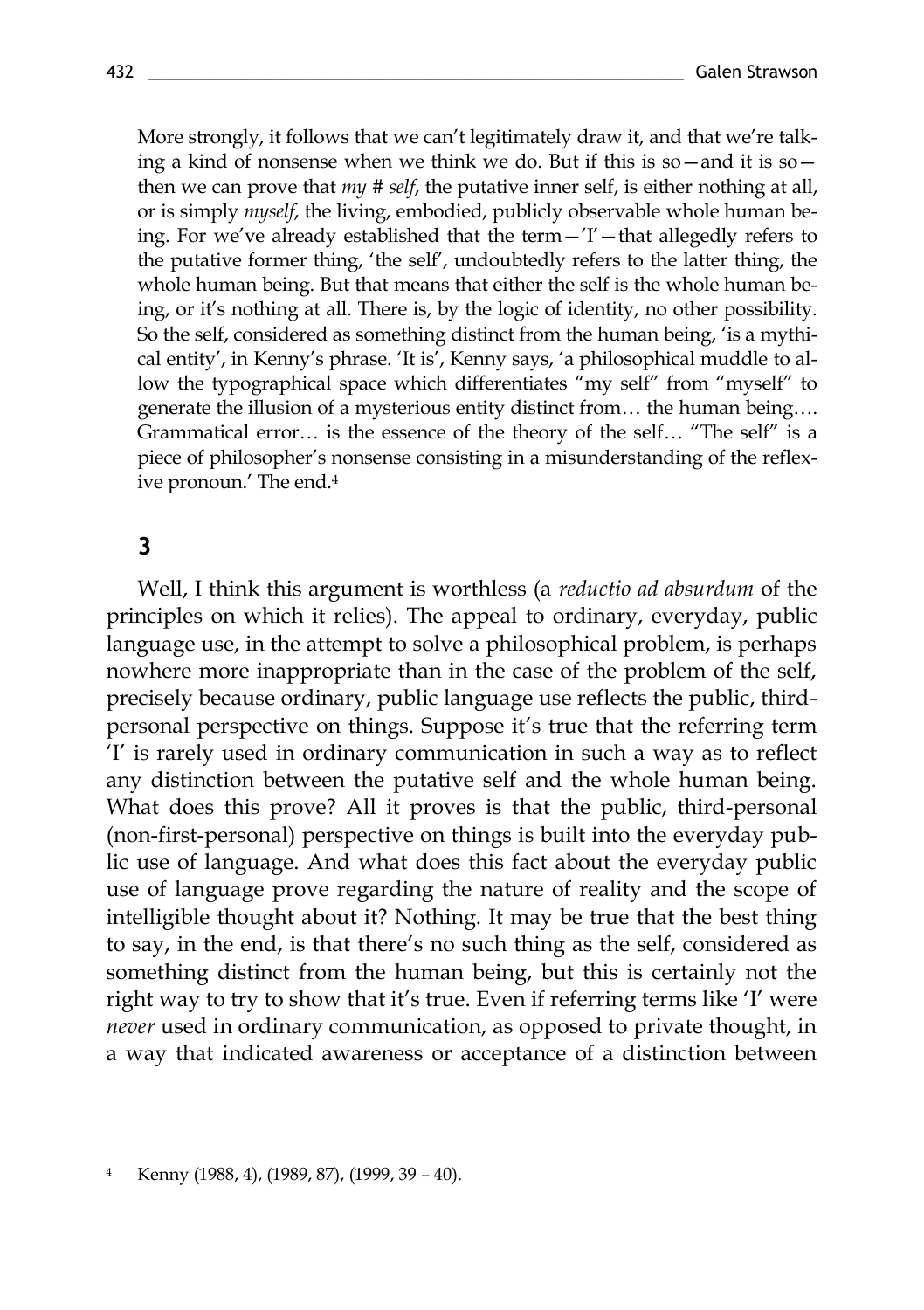More strongly, it follows that we can't legitimately draw it, and that we're talking a kind of nonsense when we think we do. But if this is so—and it is so—then we can prove that *my # self*, the putative inner self, is either nothing at all, or is simply *myself*, the living, embodied, publicly observable whole human being. For we've already established that the term—'I'—that allegedly refers to the putative former thing, 'the self', undoubtedly refers to the latter thing, the whole human being. But that means that either the self is the whole human being, or it's nothing at all. There is, by the logic of identity, no other possibility. So the self, considered as something distinct from the human being, 'is a mythical entity', in Kenny's phrase. 'It is', Kenny says, 'a philosophical muddle to allow the typographical space which differentiates "my self" from "myself" to generate the illusion of a mysterious entity distinct from… the human being…. Grammatical error… is the essence of the theory of the self… "The self" is a piece of philosopher's nonsense consisting in a misunderstanding of the reflexive pronoun.' The end.[4]

## 3

Well, I think this argument is worthless (a *reductio ad absurdum* of the principles on which it relies). The appeal to ordinary, everyday, public language use, in the attempt to solve a philosophical problem, is perhaps nowhere more inappropriate than in the case of the problem of the self, precisely because ordinary, public language use reflects the public, third-personal perspective on things. Suppose it's true that the referring term 'I' is rarely used in ordinary communication in such a way as to reflect any distinction between the putative self and the whole human being. What does this prove? All it proves is that the public, third-personal (non-first-personal) perspective on things is built into the everyday public use of language. And what does this fact about the everyday public use of language prove regarding the nature of reality and the scope of intelligible thought about it? Nothing. It may be true that the best thing to say, in the end, is that there's no such thing as the self, considered as something distinct from the human being, but this is certainly not the right way to try to show that it's true. Even if referring terms like 'I' were *never* used in ordinary communication, as opposed to private thought, in a way that indicated awareness or acceptance of a distinction between

[4] Kenny (1988, 4), (1989, 87), (1999, 39 – 40).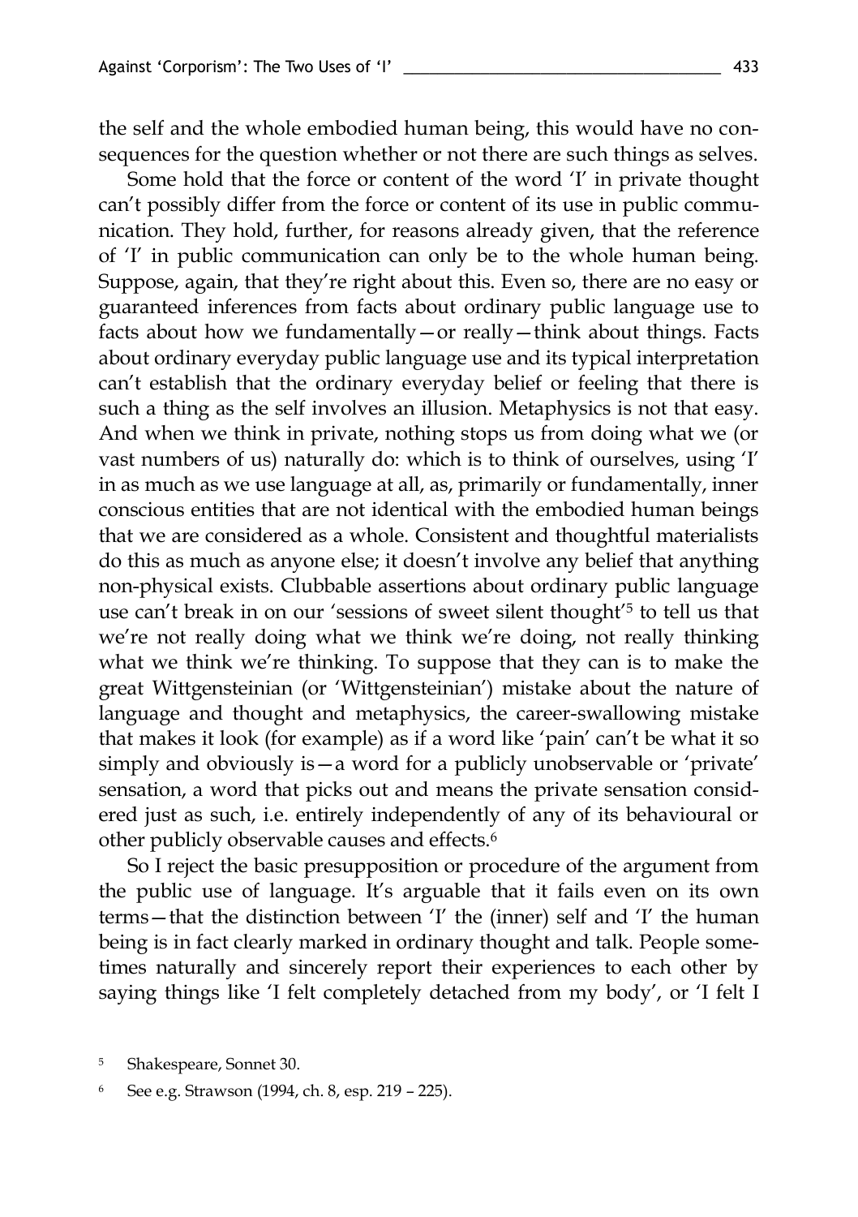the self and the whole embodied human being, this would have no consequences for the question whether or not there are such things as selves.

Some hold that the force or content of the word 'I' in private thought can't possibly differ from the force or content of its use in public communication. They hold, further, for reasons already given, that the reference of 'I' in public communication can only be to the whole human being. Suppose, again, that they're right about this. Even so, there are no easy or guaranteed inferences from facts about ordinary public language use to facts about how we fundamentally—or really—think about things. Facts about ordinary everyday public language use and its typical interpretation can't establish that the ordinary everyday belief or feeling that there is such a thing as the self involves an illusion. Metaphysics is not that easy. And when we think in private, nothing stops us from doing what we (or vast numbers of us) naturally do: which is to think of ourselves, using 'I' in as much as we use language at all, as, primarily or fundamentally, inner conscious entities that are not identical with the embodied human beings that we are considered as a whole. Consistent and thoughtful materialists do this as much as anyone else; it doesn't involve any belief that anything non-physical exists. Clubbable assertions about ordinary public language use can't break in on our 'sessions of sweet silent thought'[5] to tell us that we're not really doing what we think we're doing, not really thinking what we think we're thinking. To suppose that they can is to make the great Wittgensteinian (or 'Wittgensteinian') mistake about the nature of language and thought and metaphysics, the career-swallowing mistake that makes it look (for example) as if a word like 'pain' can't be what it so simply and obviously is—a word for a publicly unobservable or 'private' sensation, a word that picks out and means the private sensation considered just as such, i.e. entirely independently of any of its behavioural or other publicly observable causes and effects.[6]

So I reject the basic presupposition or procedure of the argument from the public use of language. It's arguable that it fails even on its own terms—that the distinction between 'I' the (inner) self and 'I' the human being is in fact clearly marked in ordinary thought and talk. People sometimes naturally and sincerely report their experiences to each other by saying things like 'I felt completely detached from my body', or 'I felt I

[5] Shakespeare, Sonnet 30.

[6] See e.g. Strawson (1994, ch. 8, esp. 219 – 225).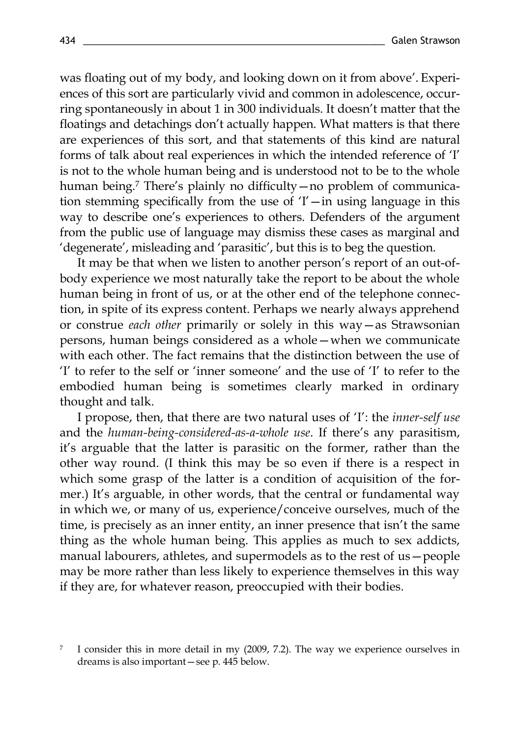was floating out of my body, and looking down on it from above'. Experiences of this sort are particularly vivid and common in adolescence, occurring spontaneously in about 1 in 300 individuals. It doesn't matter that the floatings and detachings don't actually happen. What matters is that there are experiences of this sort, and that statements of this kind are natural forms of talk about real experiences in which the intended reference of 'I' is not to the whole human being and is understood not to be to the whole human being.[7] There's plainly no difficulty—no problem of communication stemming specifically from the use of 'I'—in using language in this way to describe one's experiences to others. Defenders of the argument from the public use of language may dismiss these cases as marginal and 'degenerate', misleading and 'parasitic', but this is to beg the question.

It may be that when we listen to another person's report of an out-of-body experience we most naturally take the report to be about the whole human being in front of us, or at the other end of the telephone connection, in spite of its express content. Perhaps we nearly always apprehend or construe *each other* primarily or solely in this way—as Strawsonian persons, human beings considered as a whole—when we communicate with each other. The fact remains that the distinction between the use of 'I' to refer to the self or 'inner someone' and the use of 'I' to refer to the embodied human being is sometimes clearly marked in ordinary thought and talk.

I propose, then, that there are two natural uses of 'I': the *inner-self use* and the *human-being-considered-as-a-whole use*. If there's any parasitism, it's arguable that the latter is parasitic on the former, rather than the other way round. (I think this may be so even if there is a respect in which some grasp of the latter is a condition of acquisition of the former.) It's arguable, in other words, that the central or fundamental way in which we, or many of us, experience/conceive ourselves, much of the time, is precisely as an inner entity, an inner presence that isn't the same thing as the whole human being. This applies as much to sex addicts, manual labourers, athletes, and supermodels as to the rest of us—people may be more rather than less likely to experience themselves in this way if they are, for whatever reason, preoccupied with their bodies.

[7] I consider this in more detail in my (2009, 7.2). The way we experience ourselves in dreams is also important—see p. 445 below.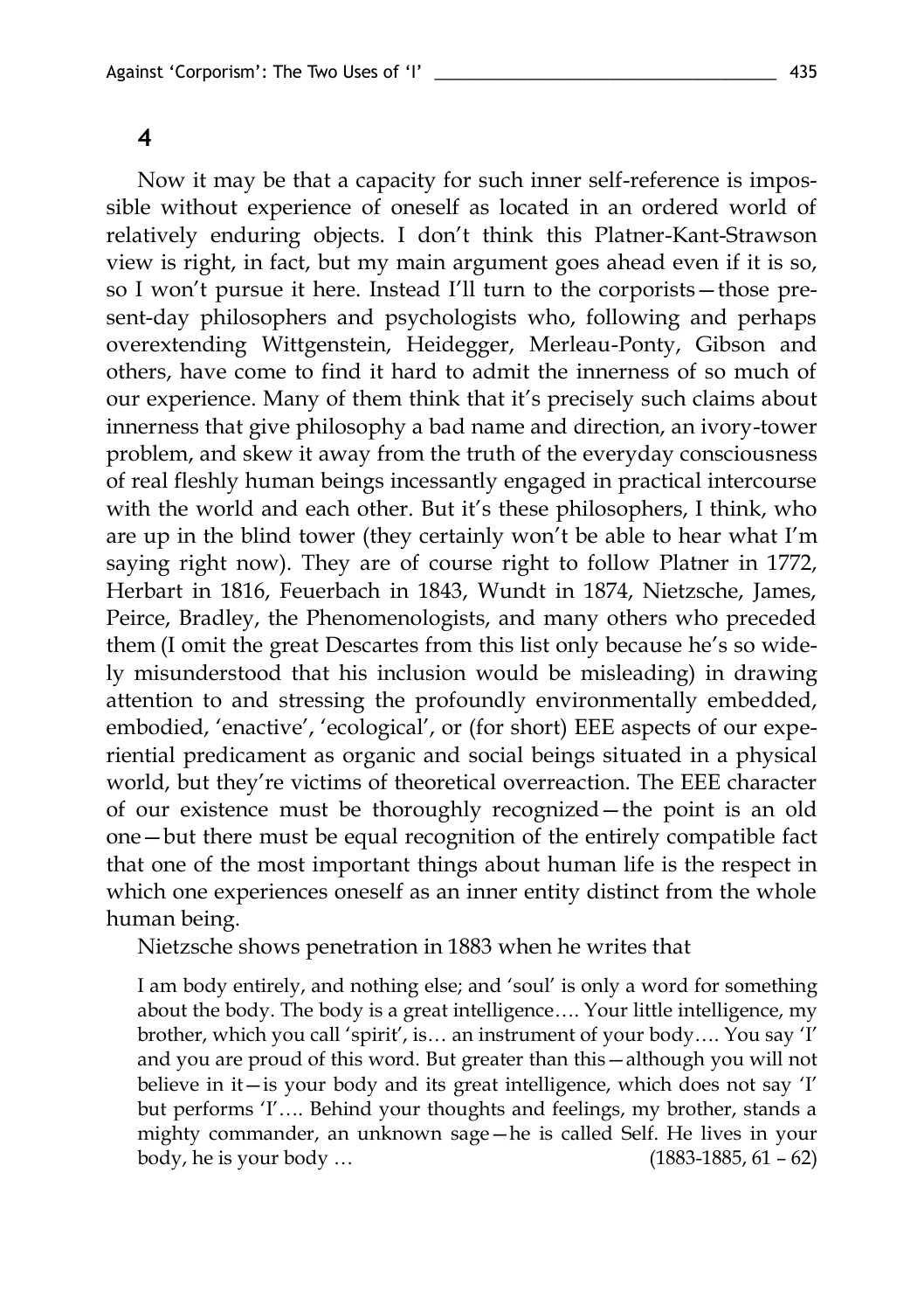## 4

Now it may be that a capacity for such inner self-reference is impossible without experience of oneself as located in an ordered world of relatively enduring objects. I don't think this Platner-Kant-Strawson view is right, in fact, but my main argument goes ahead even if it is so, so I won't pursue it here. Instead I'll turn to the corporists — those present-day philosophers and psychologists who, following and perhaps overextending Wittgenstein, Heidegger, Merleau-Ponty, Gibson and others, have come to find it hard to admit the innerness of so much of our experience. Many of them think that it's precisely such claims about innerness that give philosophy a bad name and direction, an ivory-tower problem, and skew it away from the truth of the everyday consciousness of real fleshly human beings incessantly engaged in practical intercourse with the world and each other. But it's these philosophers, I think, who are up in the blind tower (they certainly won't be able to hear what I'm saying right now). They are of course right to follow Platner in 1772, Herbart in 1816, Feuerbach in 1843, Wundt in 1874, Nietzsche, James, Peirce, Bradley, the Phenomenologists, and many others who preceded them (I omit the great Descartes from this list only because he's so widely misunderstood that his inclusion would be misleading) in drawing attention to and stressing the profoundly environmentally embedded, embodied, 'enactive', 'ecological', or (for short) EEE aspects of our experiential predicament as organic and social beings situated in a physical world, but they're victims of theoretical overreaction. The EEE character of our existence must be thoroughly recognized — the point is an old one — but there must be equal recognition of the entirely compatible fact that one of the most important things about human life is the respect in which one experiences oneself as an inner entity distinct from the whole human being.

Nietzsche shows penetration in 1883 when he writes that

> I am body entirely, and nothing else; and 'soul' is only a word for something about the body. The body is a great intelligence…. Your little intelligence, my brother, which you call 'spirit', is… an instrument of your body…. You say 'I' and you are proud of this word. But greater than this — although you will not believe in it — is your body and its great intelligence, which does not say 'I' but performs 'I'…. Behind your thoughts and feelings, my brother, stands a mighty commander, an unknown sage — he is called Self. He lives in your body, he is your body … (1883-1885, 61 – 62)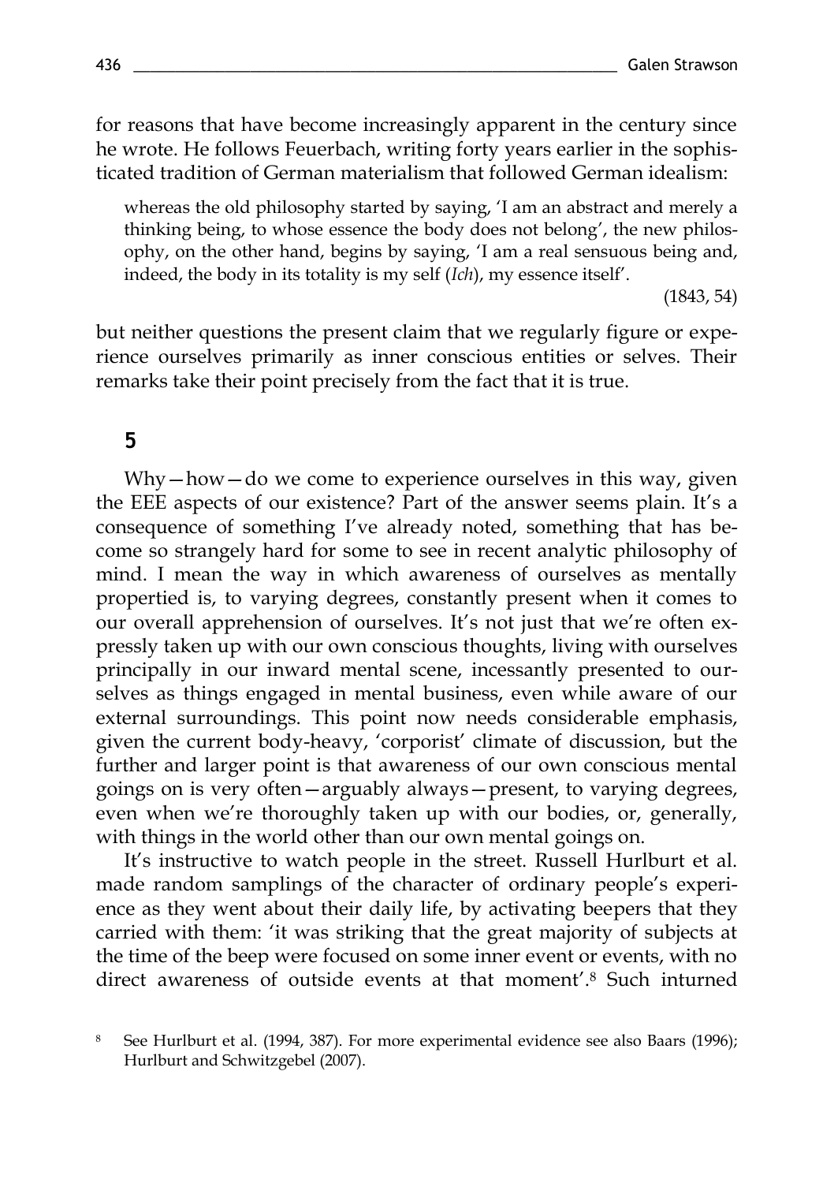for reasons that have become increasingly apparent in the century since he wrote. He follows Feuerbach, writing forty years earlier in the sophisticated tradition of German materialism that followed German idealism:

> whereas the old philosophy started by saying, 'I am an abstract and merely a thinking being, to whose essence the body does not belong', the new philosophy, on the other hand, begins by saying, 'I am a real sensuous being and, indeed, the body in its totality is my self (*Ich*), my essence itself'.
>
> (1843, 54)

but neither questions the present claim that we regularly figure or experience ourselves primarily as inner conscious entities or selves. Their remarks take their point precisely from the fact that it is true.

## 5

Why—how—do we come to experience ourselves in this way, given the EEE aspects of our existence? Part of the answer seems plain. It's a consequence of something I've already noted, something that has become so strangely hard for some to see in recent analytic philosophy of mind. I mean the way in which awareness of ourselves as mentally propertied is, to varying degrees, constantly present when it comes to our overall apprehension of ourselves. It's not just that we're often expressly taken up with our own conscious thoughts, living with ourselves principally in our inward mental scene, incessantly presented to ourselves as things engaged in mental business, even while aware of our external surroundings. This point now needs considerable emphasis, given the current body-heavy, 'corporist' climate of discussion, but the further and larger point is that awareness of our own conscious mental goings on is very often—arguably always—present, to varying degrees, even when we're thoroughly taken up with our bodies, or, generally, with things in the world other than our own mental goings on.

It's instructive to watch people in the street. Russell Hurlburt et al. made random samplings of the character of ordinary people's experience as they went about their daily life, by activating beepers that they carried with them: 'it was striking that the great majority of subjects at the time of the beep were focused on some inner event or events, with no direct awareness of outside events at that moment'.[8] Such inturned

[8] See Hurlburt et al. (1994, 387). For more experimental evidence see also Baars (1996); Hurlburt and Schwitzgebel (2007).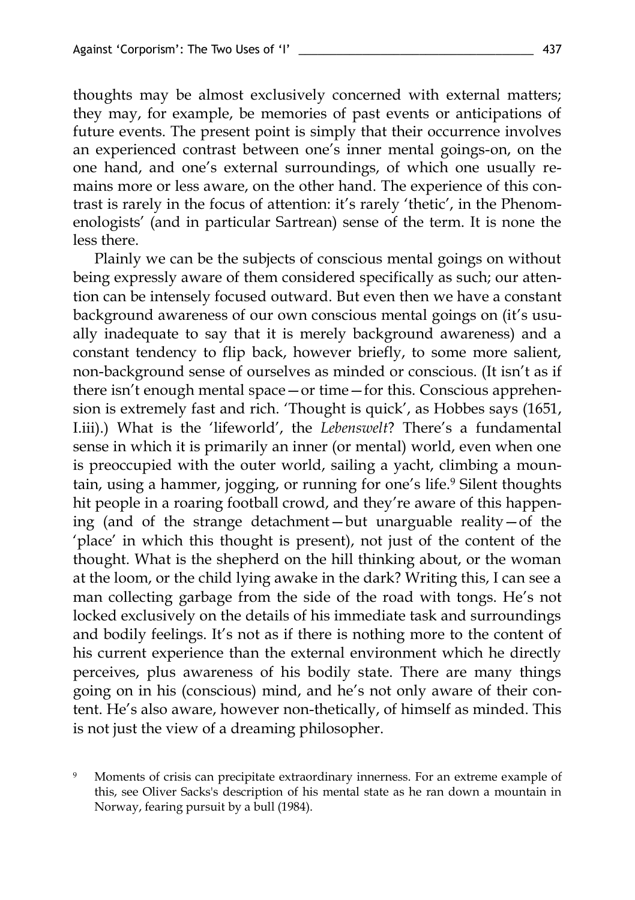thoughts may be almost exclusively concerned with external matters; they may, for example, be memories of past events or anticipations of future events. The present point is simply that their occurrence involves an experienced contrast between one's inner mental goings-on, on the one hand, and one's external surroundings, of which one usually remains more or less aware, on the other hand. The experience of this contrast is rarely in the focus of attention: it's rarely 'thetic', in the Phenomenologists' (and in particular Sartrean) sense of the term. It is none the less there.

Plainly we can be the subjects of conscious mental goings on without being expressly aware of them considered specifically as such; our attention can be intensely focused outward. But even then we have a constant background awareness of our own conscious mental goings on (it's usually inadequate to say that it is merely background awareness) and a constant tendency to flip back, however briefly, to some more salient, non-background sense of ourselves as minded or conscious. (It isn't as if there isn't enough mental space—or time—for this. Conscious apprehension is extremely fast and rich. 'Thought is quick', as Hobbes says (1651, I.iii).) What is the 'lifeworld', the *Lebenswelt*? There's a fundamental sense in which it is primarily an inner (or mental) world, even when one is preoccupied with the outer world, sailing a yacht, climbing a mountain, using a hammer, jogging, or running for one's life.[9] Silent thoughts hit people in a roaring football crowd, and they're aware of this happening (and of the strange detachment—but unarguable reality—of the 'place' in which this thought is present), not just of the content of the thought. What is the shepherd on the hill thinking about, or the woman at the loom, or the child lying awake in the dark? Writing this, I can see a man collecting garbage from the side of the road with tongs. He's not locked exclusively on the details of his immediate task and surroundings and bodily feelings. It's not as if there is nothing more to the content of his current experience than the external environment which he directly perceives, plus awareness of his bodily state. There are many things going on in his (conscious) mind, and he's not only aware of their content. He's also aware, however non-thetically, of himself as minded. This is not just the view of a dreaming philosopher.

[9] Moments of crisis can precipitate extraordinary innerness. For an extreme example of this, see Oliver Sacks's description of his mental state as he ran down a mountain in Norway, fearing pursuit by a bull (1984).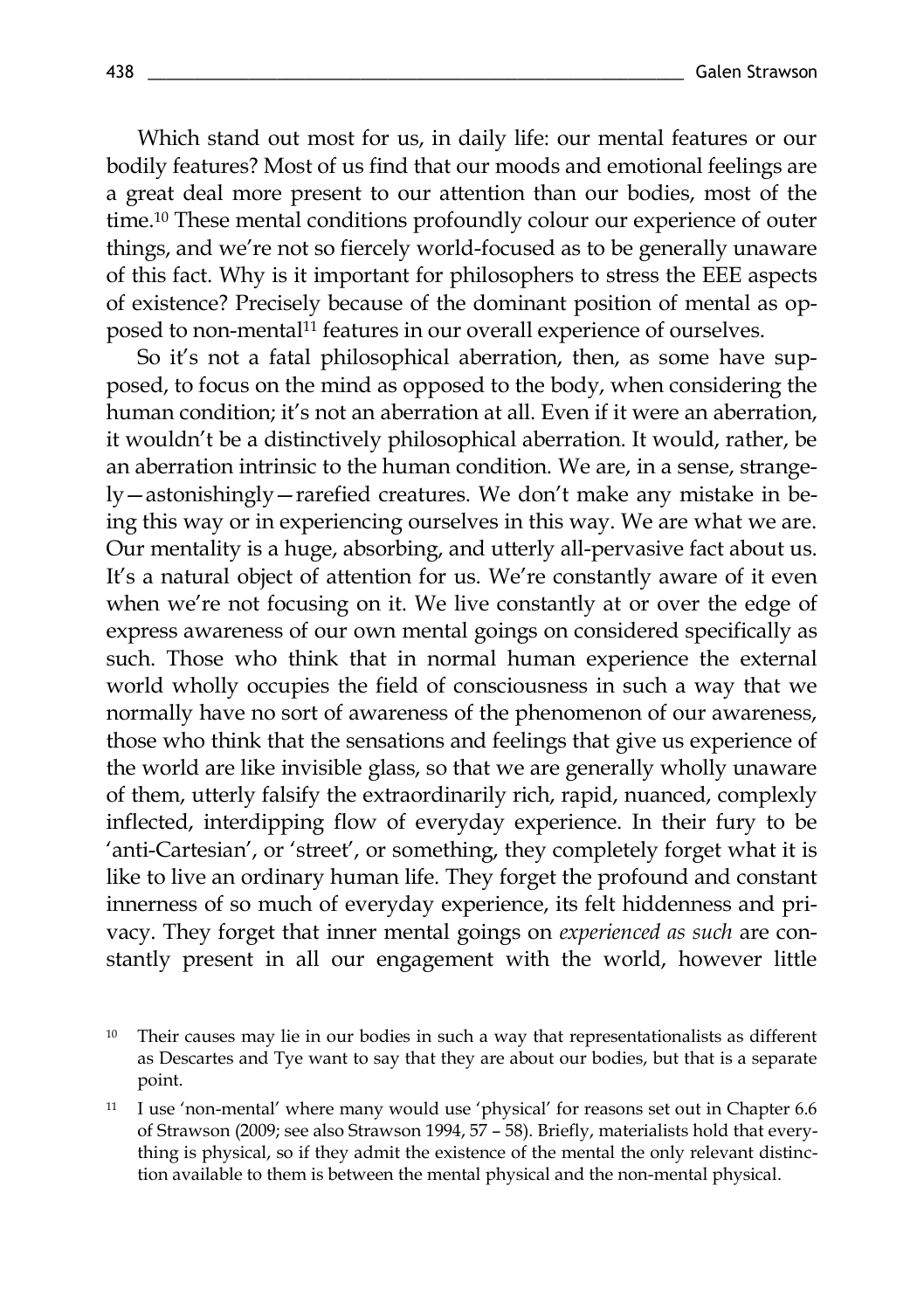Which stand out most for us, in daily life: our mental features or our bodily features? Most of us find that our moods and emotional feelings are a great deal more present to our attention than our bodies, most of the time.[10] These mental conditions profoundly colour our experience of outer things, and we're not so fiercely world-focused as to be generally unaware of this fact. Why is it important for philosophers to stress the EEE aspects of existence? Precisely because of the dominant position of mental as opposed to non-mental[11] features in our overall experience of ourselves.

So it's not a fatal philosophical aberration, then, as some have supposed, to focus on the mind as opposed to the body, when considering the human condition; it's not an aberration at all. Even if it were an aberration, it wouldn't be a distinctively philosophical aberration. It would, rather, be an aberration intrinsic to the human condition. We are, in a sense, strangely—astonishingly—rarefied creatures. We don't make any mistake in being this way or in experiencing ourselves in this way. We are what we are. Our mentality is a huge, absorbing, and utterly all-pervasive fact about us. It's a natural object of attention for us. We're constantly aware of it even when we're not focusing on it. We live constantly at or over the edge of express awareness of our own mental goings on considered specifically as such. Those who think that in normal human experience the external world wholly occupies the field of consciousness in such a way that we normally have no sort of awareness of the phenomenon of our awareness, those who think that the sensations and feelings that give us experience of the world are like invisible glass, so that we are generally wholly unaware of them, utterly falsify the extraordinarily rich, rapid, nuanced, complexly inflected, interdipping flow of everyday experience. In their fury to be 'anti-Cartesian', or 'street', or something, they completely forget what it is like to live an ordinary human life. They forget the profound and constant innerness of so much of everyday experience, its felt hiddenness and privacy. They forget that inner mental goings on *experienced as such* are constantly present in all our engagement with the world, however little

[10] Their causes may lie in our bodies in such a way that representationalists as different as Descartes and Tye want to say that they are about our bodies, but that is a separate point.

[11] I use 'non-mental' where many would use 'physical' for reasons set out in Chapter 6.6 of Strawson (2009; see also Strawson 1994, 57 – 58). Briefly, materialists hold that everything is physical, so if they admit the existence of the mental the only relevant distinction available to them is between the mental physical and the non-mental physical.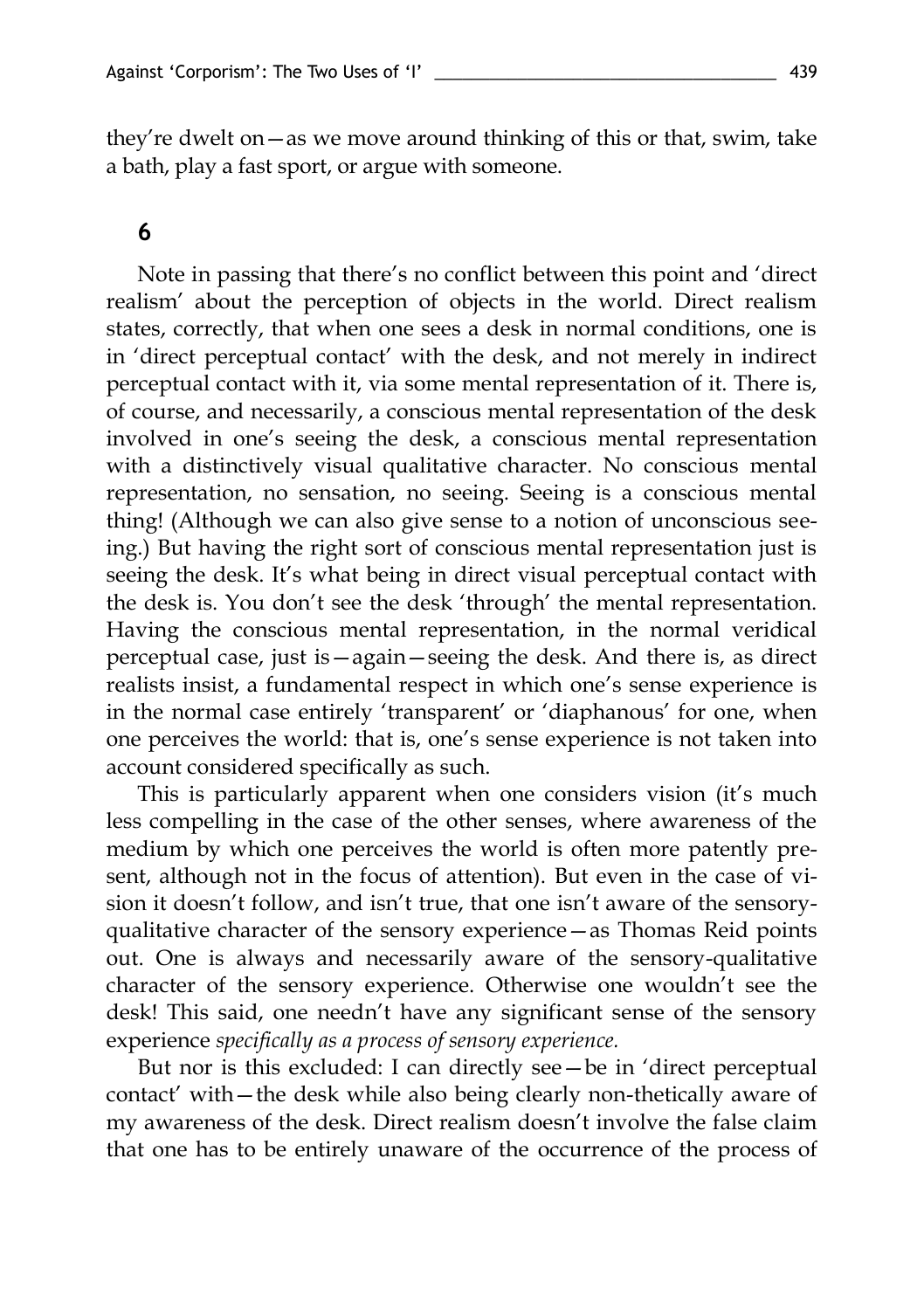they're dwelt on—as we move around thinking of this or that, swim, take a bath, play a fast sport, or argue with someone.

## 6

Note in passing that there's no conflict between this point and 'direct realism' about the perception of objects in the world. Direct realism states, correctly, that when one sees a desk in normal conditions, one is in 'direct perceptual contact' with the desk, and not merely in indirect perceptual contact with it, via some mental representation of it. There is, of course, and necessarily, a conscious mental representation of the desk involved in one's seeing the desk, a conscious mental representation with a distinctively visual qualitative character. No conscious mental representation, no sensation, no seeing. Seeing is a conscious mental thing! (Although we can also give sense to a notion of unconscious seeing.) But having the right sort of conscious mental representation just is seeing the desk. It's what being in direct visual perceptual contact with the desk is. You don't see the desk 'through' the mental representation. Having the conscious mental representation, in the normal veridical perceptual case, just is—again—seeing the desk. And there is, as direct realists insist, a fundamental respect in which one's sense experience is in the normal case entirely 'transparent' or 'diaphanous' for one, when one perceives the world: that is, one's sense experience is not taken into account considered specifically as such.

This is particularly apparent when one considers vision (it's much less compelling in the case of the other senses, where awareness of the medium by which one perceives the world is often more patently present, although not in the focus of attention). But even in the case of vision it doesn't follow, and isn't true, that one isn't aware of the sensory-qualitative character of the sensory experience—as Thomas Reid points out. One is always and necessarily aware of the sensory-qualitative character of the sensory experience. Otherwise one wouldn't see the desk! This said, one needn't have any significant sense of the sensory experience *specifically as a process of sensory experience.*

But nor is this excluded: I can directly see—be in 'direct perceptual contact' with—the desk while also being clearly non-thetically aware of my awareness of the desk. Direct realism doesn't involve the false claim that one has to be entirely unaware of the occurrence of the process of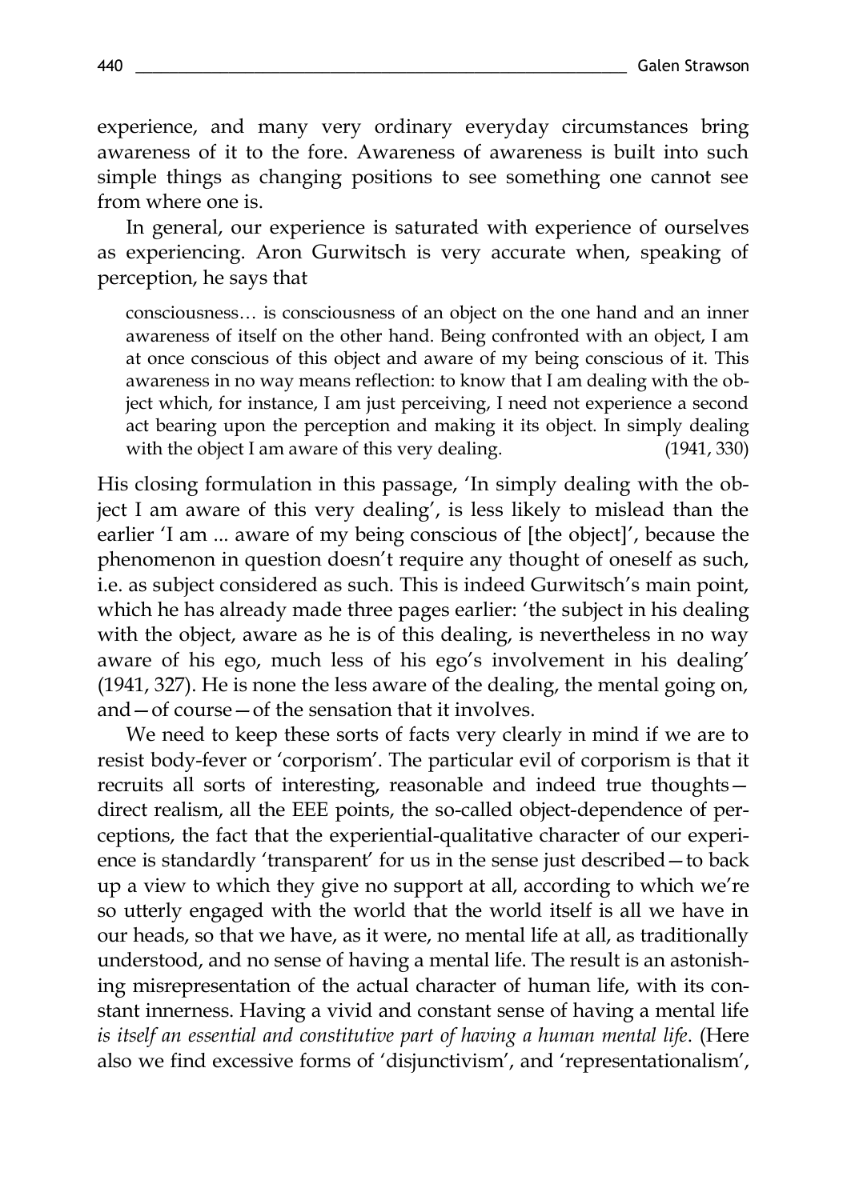experience, and many very ordinary everyday circumstances bring awareness of it to the fore. Awareness of awareness is built into such simple things as changing positions to see something one cannot see from where one is.

In general, our experience is saturated with experience of ourselves as experiencing. Aron Gurwitsch is very accurate when, speaking of perception, he says that

> consciousness… is consciousness of an object on the one hand and an inner awareness of itself on the other hand. Being confronted with an object, I am at once conscious of this object and aware of my being conscious of it. This awareness in no way means reflection: to know that I am dealing with the object which, for instance, I am just perceiving, I need not experience a second act bearing upon the perception and making it its object. In simply dealing with the object I am aware of this very dealing. (1941, 330)

His closing formulation in this passage, 'In simply dealing with the object I am aware of this very dealing', is less likely to mislead than the earlier 'I am ... aware of my being conscious of [the object]', because the phenomenon in question doesn't require any thought of oneself as such, i.e. as subject considered as such. This is indeed Gurwitsch's main point, which he has already made three pages earlier: 'the subject in his dealing with the object, aware as he is of this dealing, is nevertheless in no way aware of his ego, much less of his ego's involvement in his dealing' (1941, 327). He is none the less aware of the dealing, the mental going on, and—of course—of the sensation that it involves.

We need to keep these sorts of facts very clearly in mind if we are to resist body-fever or 'corporism'. The particular evil of corporism is that it recruits all sorts of interesting, reasonable and indeed true thoughts—direct realism, all the EEE points, the so-called object-dependence of perceptions, the fact that the experiential-qualitative character of our experience is standardly 'transparent' for us in the sense just described—to back up a view to which they give no support at all, according to which we're so utterly engaged with the world that the world itself is all we have in our heads, so that we have, as it were, no mental life at all, as traditionally understood, and no sense of having a mental life. The result is an astonishing misrepresentation of the actual character of human life, with its constant innerness. Having a vivid and constant sense of having a mental life *is itself an essential and constitutive part of having a human mental life*. (Here also we find excessive forms of 'disjunctivism', and 'representationalism',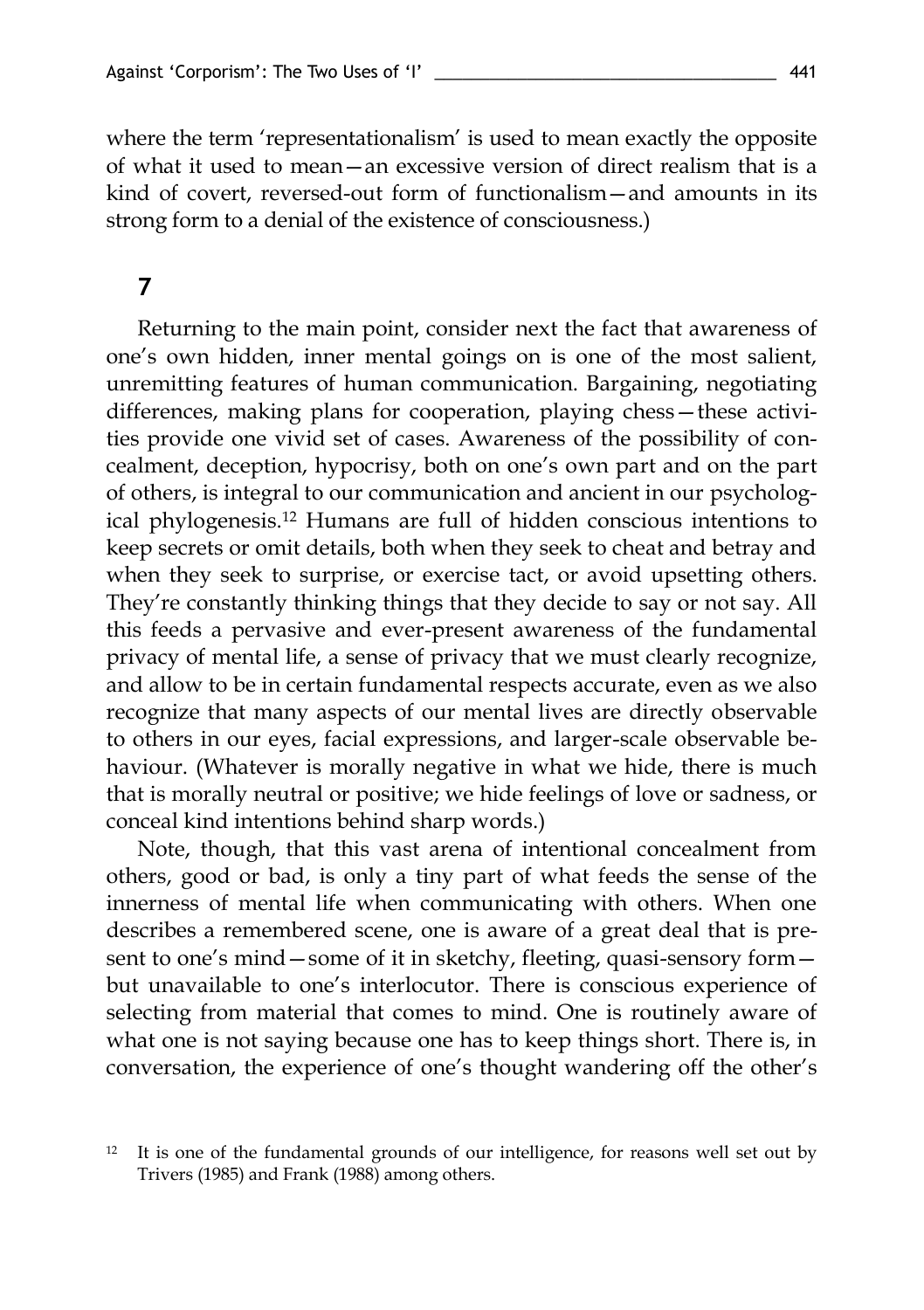where the term 'representationalism' is used to mean exactly the opposite of what it used to mean—an excessive version of direct realism that is a kind of covert, reversed-out form of functionalism—and amounts in its strong form to a denial of the existence of consciousness.)

## 7

Returning to the main point, consider next the fact that awareness of one's own hidden, inner mental goings on is one of the most salient, unremitting features of human communication. Bargaining, negotiating differences, making plans for cooperation, playing chess—these activities provide one vivid set of cases. Awareness of the possibility of concealment, deception, hypocrisy, both on one's own part and on the part of others, is integral to our communication and ancient in our psychological phylogenesis.[12] Humans are full of hidden conscious intentions to keep secrets or omit details, both when they seek to cheat and betray and when they seek to surprise, or exercise tact, or avoid upsetting others. They're constantly thinking things that they decide to say or not say. All this feeds a pervasive and ever-present awareness of the fundamental privacy of mental life, a sense of privacy that we must clearly recognize, and allow to be in certain fundamental respects accurate, even as we also recognize that many aspects of our mental lives are directly observable to others in our eyes, facial expressions, and larger-scale observable behaviour. (Whatever is morally negative in what we hide, there is much that is morally neutral or positive; we hide feelings of love or sadness, or conceal kind intentions behind sharp words.)

Note, though, that this vast arena of intentional concealment from others, good or bad, is only a tiny part of what feeds the sense of the innerness of mental life when communicating with others. When one describes a remembered scene, one is aware of a great deal that is present to one's mind—some of it in sketchy, fleeting, quasi-sensory form—but unavailable to one's interlocutor. There is conscious experience of selecting from material that comes to mind. One is routinely aware of what one is not saying because one has to keep things short. There is, in conversation, the experience of one's thought wandering off the other's

[12] It is one of the fundamental grounds of our intelligence, for reasons well set out by Trivers (1985) and Frank (1988) among others.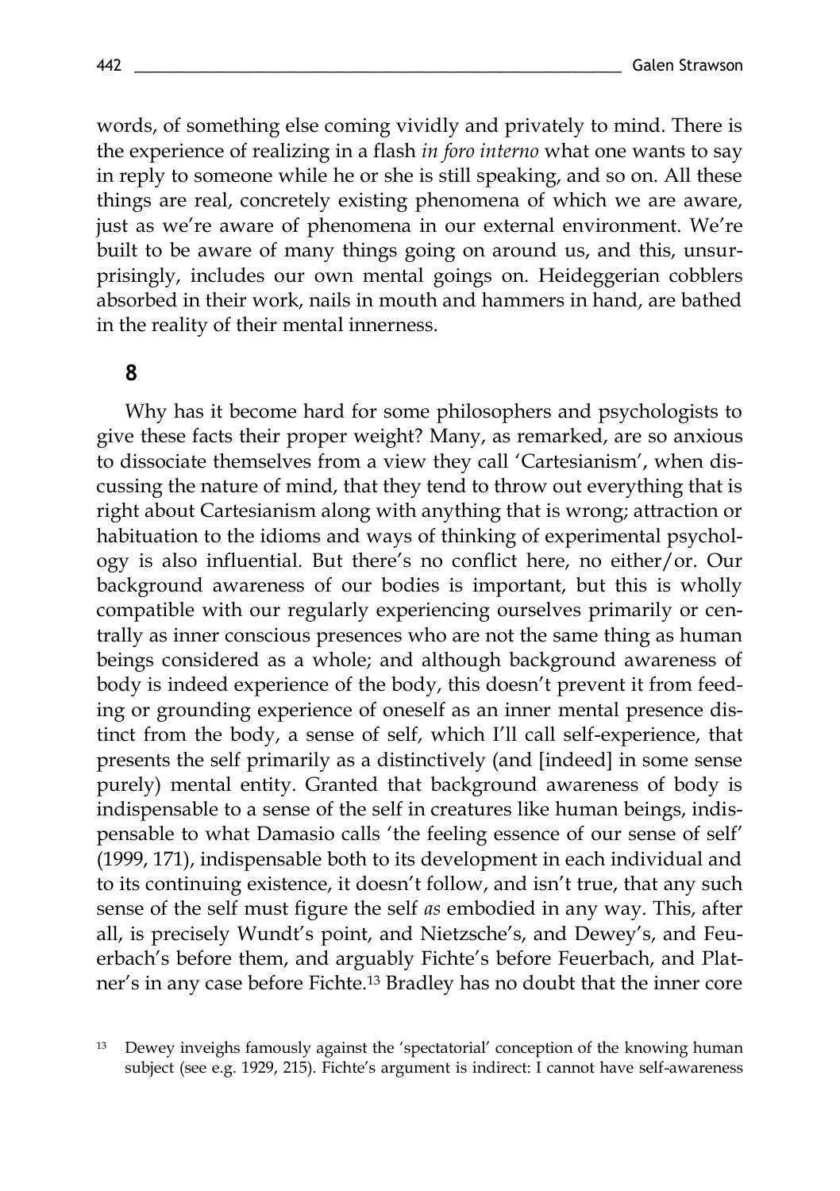words, of something else coming vividly and privately to mind. There is the experience of realizing in a flash *in foro interno* what one wants to say in reply to someone while he or she is still speaking, and so on. All these things are real, concretely existing phenomena of which we are aware, just as we're aware of phenomena in our external environment. We're built to be aware of many things going on around us, and this, unsurprisingly, includes our own mental goings on. Heideggerian cobblers absorbed in their work, nails in mouth and hammers in hand, are bathed in the reality of their mental innerness.

## 8

Why has it become hard for some philosophers and psychologists to give these facts their proper weight? Many, as remarked, are so anxious to dissociate themselves from a view they call 'Cartesianism', when discussing the nature of mind, that they tend to throw out everything that is right about Cartesianism along with anything that is wrong; attraction or habituation to the idioms and ways of thinking of experimental psychology is also influential. But there's no conflict here, no either/or. Our background awareness of our bodies is important, but this is wholly compatible with our regularly experiencing ourselves primarily or centrally as inner conscious presences who are not the same thing as human beings considered as a whole; and although background awareness of body is indeed experience of the body, this doesn't prevent it from feeding or grounding experience of oneself as an inner mental presence distinct from the body, a sense of self, which I'll call self-experience, that presents the self primarily as a distinctively (and [indeed] in some sense purely) mental entity. Granted that background awareness of body is indispensable to a sense of the self in creatures like human beings, indispensable to what Damasio calls 'the feeling essence of our sense of self' (1999, 171), indispensable both to its development in each individual and to its continuing existence, it doesn't follow, and isn't true, that any such sense of the self must figure the self *as* embodied in any way. This, after all, is precisely Wundt's point, and Nietzsche's, and Dewey's, and Feuerbach's before them, and arguably Fichte's before Feuerbach, and Platner's in any case before Fichte.[13] Bradley has no doubt that the inner core

[13] Dewey inveighs famously against the 'spectatorial' conception of the knowing human subject (see e.g. 1929, 215). Fichte's argument is indirect: I cannot have self-awareness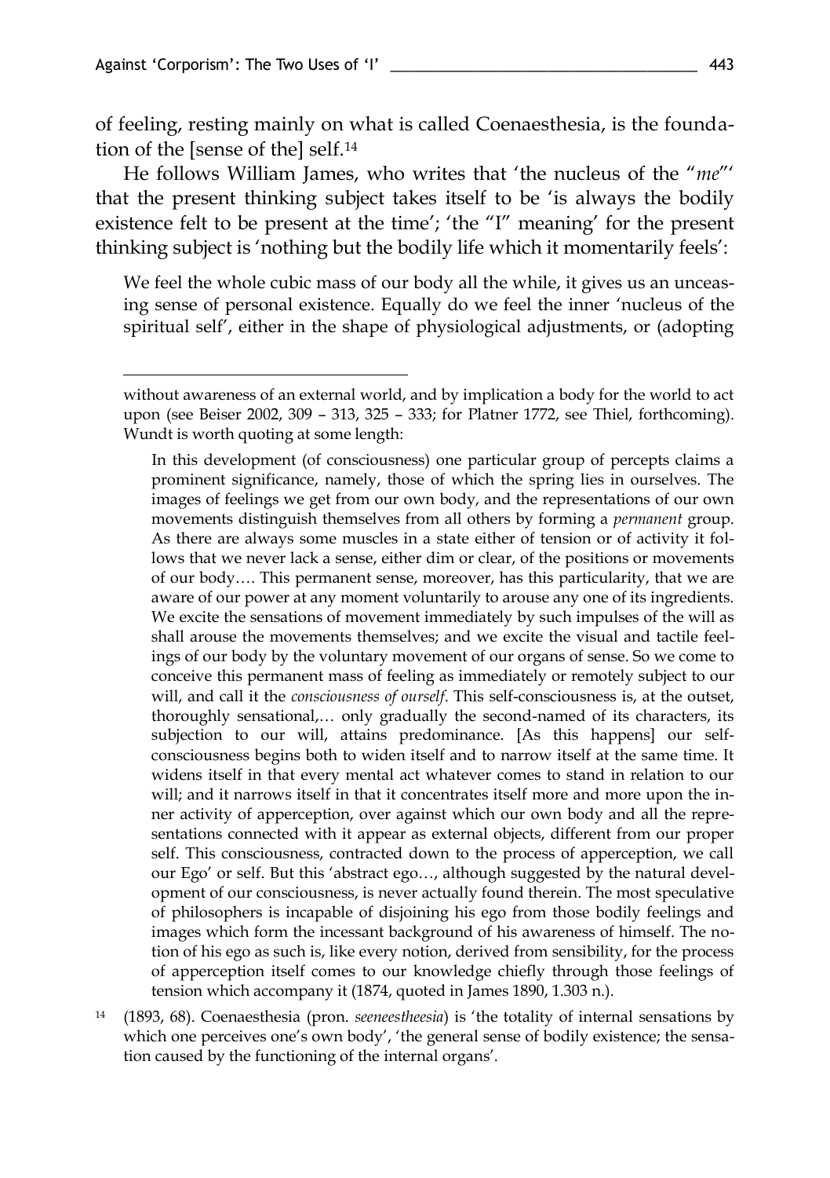of feeling, resting mainly on what is called Coenaesthesia, is the foundation of the [sense of the] self.[14]

He follows William James, who writes that 'the nucleus of the "*me*"' that the present thinking subject takes itself to be 'is always the bodily existence felt to be present at the time'; 'the "I" meaning' for the present thinking subject is 'nothing but the bodily life which it momentarily feels':

> We feel the whole cubic mass of our body all the while, it gives us an unceasing sense of personal existence. Equally do we feel the inner 'nucleus of the spiritual self', either in the shape of physiological adjustments, or (adopting

---

without awareness of an external world, and by implication a body for the world to act upon (see Beiser 2002, 309 – 313, 325 – 333; for Platner 1772, see Thiel, forthcoming). Wundt is worth quoting at some length:

> In this development (of consciousness) one particular group of percepts claims a prominent significance, namely, those of which the spring lies in ourselves. The images of feelings we get from our own body, and the representations of our own movements distinguish themselves from all others by forming a *permanent* group. As there are always some muscles in a state either of tension or of activity it follows that we never lack a sense, either dim or clear, of the positions or movements of our body…. This permanent sense, moreover, has this particularity, that we are aware of our power at any moment voluntarily to arouse any one of its ingredients. We excite the sensations of movement immediately by such impulses of the will as shall arouse the movements themselves; and we excite the visual and tactile feelings of our body by the voluntary movement of our organs of sense. So we come to conceive this permanent mass of feeling as immediately or remotely subject to our will, and call it the *consciousness of ourself*. This self-consciousness is, at the outset, thoroughly sensational,… only gradually the second-named of its characters, its subjection to our will, attains predominance. [As this happens] our self-consciousness begins both to widen itself and to narrow itself at the same time. It widens itself in that every mental act whatever comes to stand in relation to our will; and it narrows itself in that it concentrates itself more and more upon the inner activity of apperception, over against which our own body and all the representations connected with it appear as external objects, different from our proper self. This consciousness, contracted down to the process of apperception, we call our Ego' or self. But this 'abstract ego…, although suggested by the natural development of our consciousness, is never actually found therein. The most speculative of philosophers is incapable of disjoining his ego from those bodily feelings and images which form the incessant background of his awareness of himself. The notion of his ego as such is, like every notion, derived from sensibility, for the process of apperception itself comes to our knowledge chiefly through those feelings of tension which accompany it (1874, quoted in James 1890, 1.303 n.).

[14] (1893, 68). Coenaesthesia (pron. *seeneestheesia*) is 'the totality of internal sensations by which one perceives one's own body', 'the general sense of bodily existence; the sensation caused by the functioning of the internal organs'.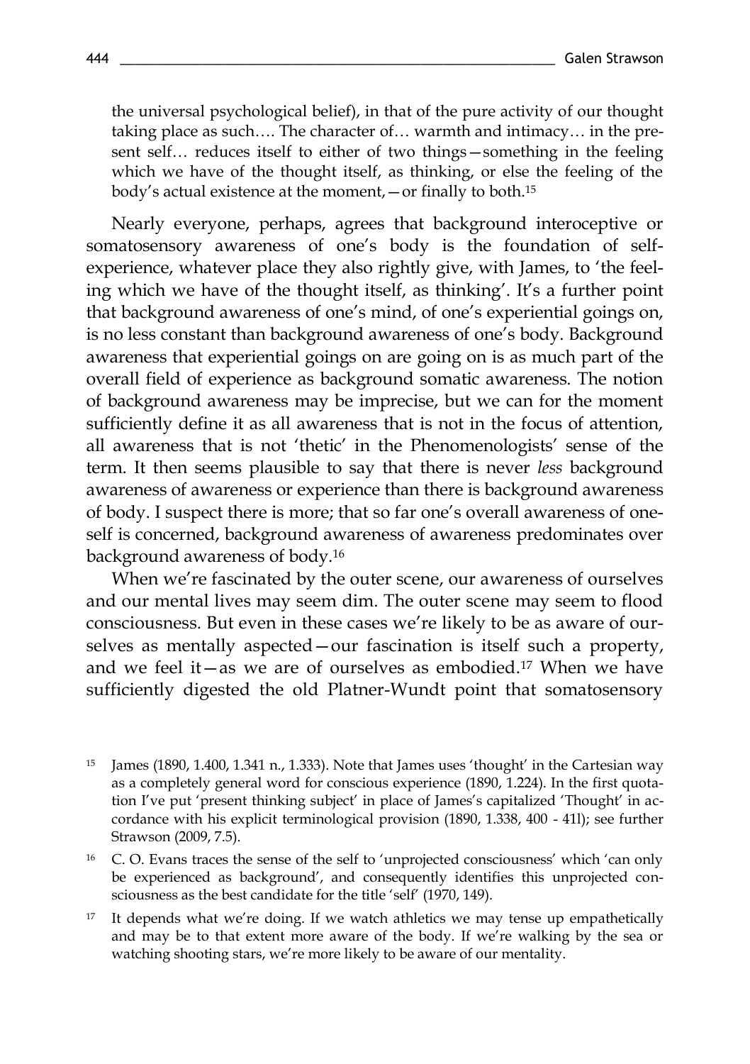the universal psychological belief), in that of the pure activity of our thought taking place as such…. The character of… warmth and intimacy… in the present self… reduces itself to either of two things—something in the feeling which we have of the thought itself, as thinking, or else the feeling of the body's actual existence at the moment,—or finally to both.[15]

Nearly everyone, perhaps, agrees that background interoceptive or somatosensory awareness of one's body is the foundation of self-experience, whatever place they also rightly give, with James, to 'the feeling which we have of the thought itself, as thinking'. It's a further point that background awareness of one's mind, of one's experiential goings on, is no less constant than background awareness of one's body. Background awareness that experiential goings on are going on is as much part of the overall field of experience as background somatic awareness. The notion of background awareness may be imprecise, but we can for the moment sufficiently define it as all awareness that is not in the focus of attention, all awareness that is not 'thetic' in the Phenomenologists' sense of the term. It then seems plausible to say that there is never *less* background awareness of awareness or experience than there is background awareness of body. I suspect there is more; that so far one's overall awareness of oneself is concerned, background awareness of awareness predominates over background awareness of body.[16]

When we're fascinated by the outer scene, our awareness of ourselves and our mental lives may seem dim. The outer scene may seem to flood consciousness. But even in these cases we're likely to be as aware of ourselves as mentally aspected—our fascination is itself such a property, and we feel it—as we are of ourselves as embodied.[17] When we have sufficiently digested the old Platner-Wundt point that somatosensory

[15] James (1890, 1.400, 1.341 n., 1.333). Note that James uses 'thought' in the Cartesian way as a completely general word for conscious experience (1890, 1.224). In the first quotation I've put 'present thinking subject' in place of James's capitalized 'Thought' in accordance with his explicit terminological provision (1890, 1.338, 400 - 41l); see further Strawson (2009, 7.5).

[16] C. O. Evans traces the sense of the self to 'unprojected consciousness' which 'can only be experienced as background', and consequently identifies this unprojected consciousness as the best candidate for the title 'self' (1970, 149).

[17] It depends what we're doing. If we watch athletics we may tense up empathetically and may be to that extent more aware of the body. If we're walking by the sea or watching shooting stars, we're more likely to be aware of our mentality.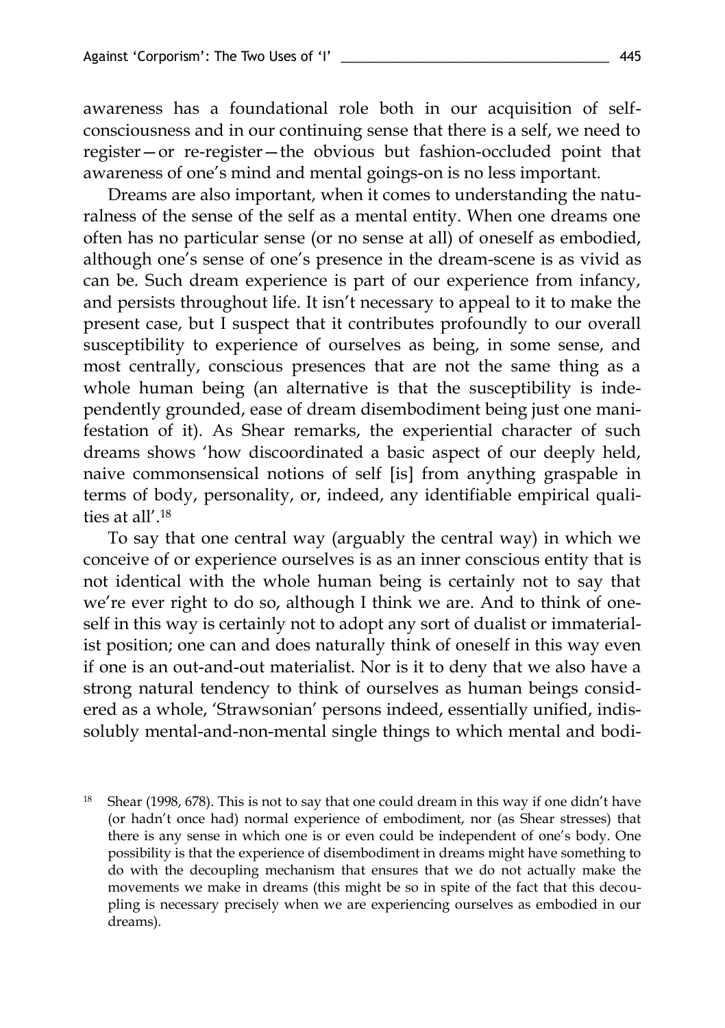awareness has a foundational role both in our acquisition of self-consciousness and in our continuing sense that there is a self, we need to register—or re-register—the obvious but fashion-occluded point that awareness of one's mind and mental goings-on is no less important.

Dreams are also important, when it comes to understanding the naturalness of the sense of the self as a mental entity. When one dreams one often has no particular sense (or no sense at all) of oneself as embodied, although one's sense of one's presence in the dream-scene is as vivid as can be. Such dream experience is part of our experience from infancy, and persists throughout life. It isn't necessary to appeal to it to make the present case, but I suspect that it contributes profoundly to our overall susceptibility to experience of ourselves as being, in some sense, and most centrally, conscious presences that are not the same thing as a whole human being (an alternative is that the susceptibility is independently grounded, ease of dream disembodiment being just one manifestation of it). As Shear remarks, the experiential character of such dreams shows 'how discoordinated a basic aspect of our deeply held, naive commonsensical notions of self [is] from anything graspable in terms of body, personality, or, indeed, any identifiable empirical qualities at all'.[18]

To say that one central way (arguably the central way) in which we conceive of or experience ourselves is as an inner conscious entity that is not identical with the whole human being is certainly not to say that we're ever right to do so, although I think we are. And to think of oneself in this way is certainly not to adopt any sort of dualist or immaterialist position; one can and does naturally think of oneself in this way even if one is an out-and-out materialist. Nor is it to deny that we also have a strong natural tendency to think of ourselves as human beings considered as a whole, 'Strawsonian' persons indeed, essentially unified, indissolubly mental-and-non-mental single things to which mental and bodi-

[18] Shear (1998, 678). This is not to say that one could dream in this way if one didn't have (or hadn't once had) normal experience of embodiment, nor (as Shear stresses) that there is any sense in which one is or even could be independent of one's body. One possibility is that the experience of disembodiment in dreams might have something to do with the decoupling mechanism that ensures that we do not actually make the movements we make in dreams (this might be so in spite of the fact that this decoupling is necessary precisely when we are experiencing ourselves as embodied in our dreams).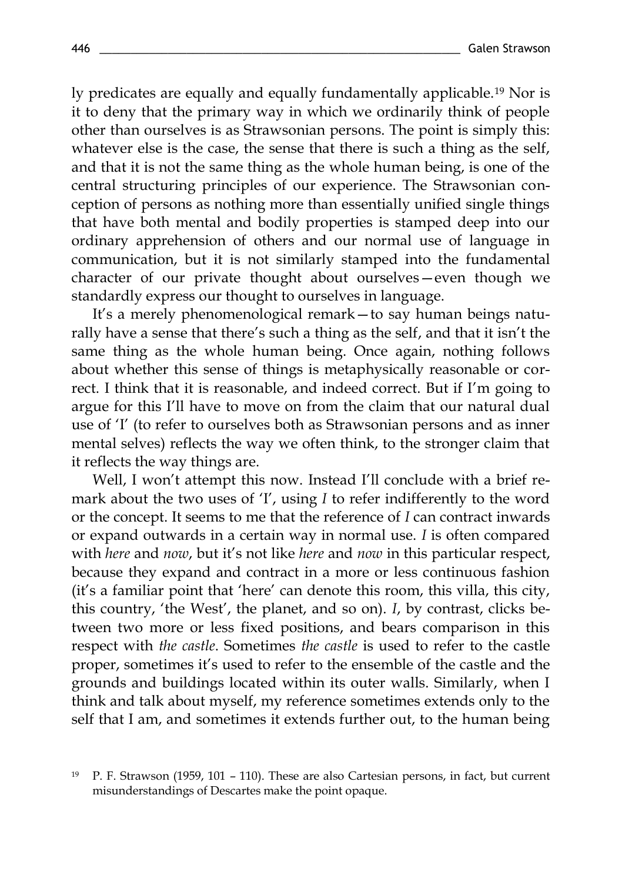ly predicates are equally and equally fundamentally applicable.[19] Nor is it to deny that the primary way in which we ordinarily think of people other than ourselves is as Strawsonian persons. The point is simply this: whatever else is the case, the sense that there is such a thing as the self, and that it is not the same thing as the whole human being, is one of the central structuring principles of our experience. The Strawsonian conception of persons as nothing more than essentially unified single things that have both mental and bodily properties is stamped deep into our ordinary apprehension of others and our normal use of language in communication, but it is not similarly stamped into the fundamental character of our private thought about ourselves—even though we standardly express our thought to ourselves in language.

It's a merely phenomenological remark—to say human beings naturally have a sense that there's such a thing as the self, and that it isn't the same thing as the whole human being. Once again, nothing follows about whether this sense of things is metaphysically reasonable or correct. I think that it is reasonable, and indeed correct. But if I'm going to argue for this I'll have to move on from the claim that our natural dual use of 'I' (to refer to ourselves both as Strawsonian persons and as inner mental selves) reflects the way we often think, to the stronger claim that it reflects the way things are.

Well, I won't attempt this now. Instead I'll conclude with a brief remark about the two uses of 'I', using *I* to refer indifferently to the word or the concept. It seems to me that the reference of *I* can contract inwards or expand outwards in a certain way in normal use. *I* is often compared with *here* and *now*, but it's not like *here* and *now* in this particular respect, because they expand and contract in a more or less continuous fashion (it's a familiar point that 'here' can denote this room, this villa, this city, this country, 'the West', the planet, and so on). *I*, by contrast, clicks between two more or less fixed positions, and bears comparison in this respect with *the castle*. Sometimes *the castle* is used to refer to the castle proper, sometimes it's used to refer to the ensemble of the castle and the grounds and buildings located within its outer walls. Similarly, when I think and talk about myself, my reference sometimes extends only to the self that I am, and sometimes it extends further out, to the human being

[19] P. F. Strawson (1959, 101 – 110). These are also Cartesian persons, in fact, but current misunderstandings of Descartes make the point opaque.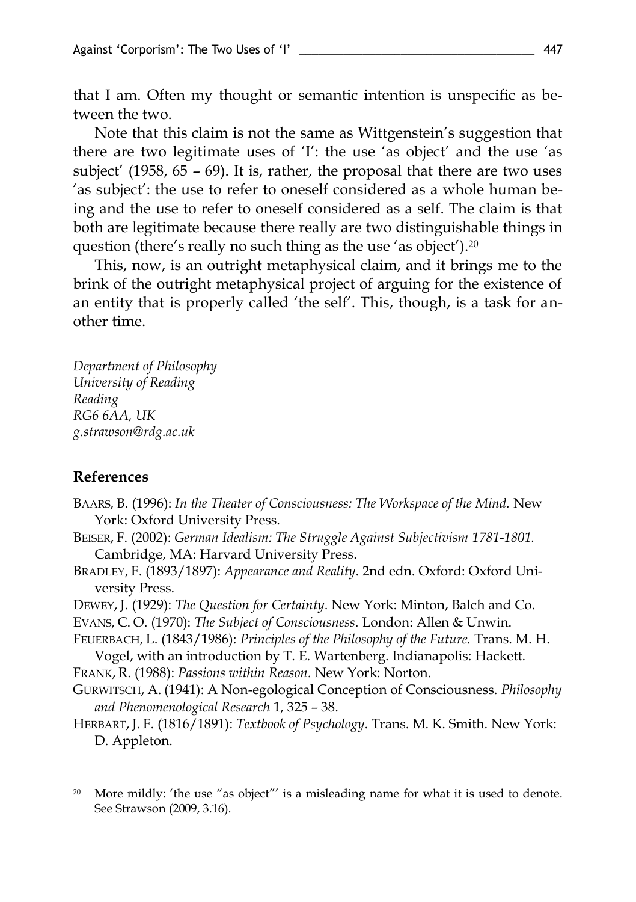that I am. Often my thought or semantic intention is unspecific as between the two.

Note that this claim is not the same as Wittgenstein's suggestion that there are two legitimate uses of 'I': the use 'as object' and the use 'as subject' (1958, 65 – 69). It is, rather, the proposal that there are two uses 'as subject': the use to refer to oneself considered as a whole human being and the use to refer to oneself considered as a self. The claim is that both are legitimate because there really are two distinguishable things in question (there's really no such thing as the use 'as object').[20]

This, now, is an outright metaphysical claim, and it brings me to the brink of the outright metaphysical project of arguing for the existence of an entity that is properly called 'the self'. This, though, is a task for another time.

*Department of Philosophy*
*University of Reading*
*Reading*
*RG6 6AA, UK*
*g.strawson@rdg.ac.uk*

## References

BAARS, B. (1996): *In the Theater of Consciousness: The Workspace of the Mind.* New York: Oxford University Press.

BEISER, F. (2002): *German Idealism: The Struggle Against Subjectivism 1781-1801.* Cambridge, MA: Harvard University Press.

BRADLEY, F. (1893/1897): *Appearance and Reality*. 2nd edn. Oxford: Oxford University Press.

DEWEY, J. (1929): *The Question for Certainty*. New York: Minton, Balch and Co.

EVANS, C. O. (1970): *The Subject of Consciousness*. London: Allen & Unwin.

FEUERBACH, L. (1843/1986): *Principles of the Philosophy of the Future.* Trans. M. H. Vogel, with an introduction by T. E. Wartenberg. Indianapolis: Hackett.

FRANK, R. (1988): *Passions within Reason.* New York: Norton.

GURWITSCH, A. (1941): A Non-egological Conception of Consciousness. *Philosophy and Phenomenological Research* 1, 325 – 38.

HERBART, J. F. (1816/1891): *Textbook of Psychology*. Trans. M. K. Smith. New York: D. Appleton.

[20] More mildly: 'the use "as object"' is a misleading name for what it is used to denote. See Strawson (2009, 3.16).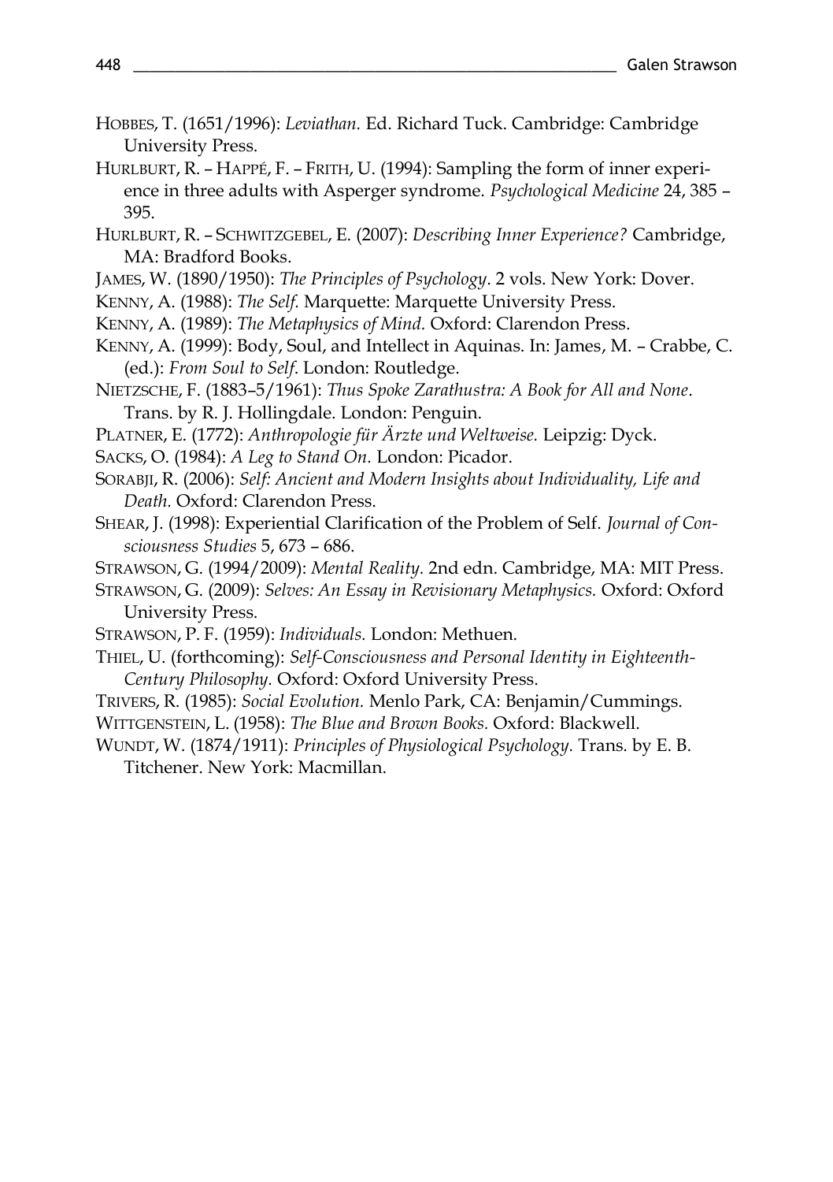HOBBES, T. (1651/1996): *Leviathan.* Ed. Richard Tuck. Cambridge: Cambridge University Press.

HURLBURT, R. – HAPPÉ, F. – FRITH, U. (1994): Sampling the form of inner experience in three adults with Asperger syndrome. *Psychological Medicine* 24, 385 – 395.

HURLBURT, R. – SCHWITZGEBEL, E. (2007): *Describing Inner Experience?* Cambridge, MA: Bradford Books.

JAMES, W. (1890/1950): *The Principles of Psychology*. 2 vols. New York: Dover.

KENNY, A. (1988): *The Self.* Marquette: Marquette University Press.

KENNY, A. (1989): *The Metaphysics of Mind.* Oxford: Clarendon Press.

KENNY, A. (1999): Body, Soul, and Intellect in Aquinas. In: James, M. – Crabbe, C. (ed.): *From Soul to Self*. London: Routledge.

NIETZSCHE, F. (1883–5/1961): *Thus Spoke Zarathustra: A Book for All and None*. Trans. by R. J. Hollingdale. London: Penguin.

PLATNER, E. (1772): *Anthropologie für Ärzte und Weltweise.* Leipzig: Dyck.

SACKS, O. (1984): *A Leg to Stand On.* London: Picador.

SORABJI, R. (2006): *Self: Ancient and Modern Insights about Individuality, Life and Death.* Oxford: Clarendon Press.

SHEAR, J. (1998): Experiential Clarification of the Problem of Self. *Journal of Consciousness Studies* 5, 673 – 686.

STRAWSON, G. (1994/2009): *Mental Reality.* 2nd edn. Cambridge, MA: MIT Press.

STRAWSON, G. (2009): *Selves: An Essay in Revisionary Metaphysics.* Oxford: Oxford University Press.

STRAWSON, P. F. (1959): *Individuals.* London: Methuen.

THIEL, U. (forthcoming): *Self-Consciousness and Personal Identity in Eighteenth-Century Philosophy.* Oxford: Oxford University Press.

TRIVERS, R. (1985): *Social Evolution.* Menlo Park, CA: Benjamin/Cummings.

WITTGENSTEIN, L. (1958): *The Blue and Brown Books.* Oxford: Blackwell.

WUNDT, W. (1874/1911): *Principles of Physiological Psychology.* Trans. by E. B. Titchener. New York: Macmillan.